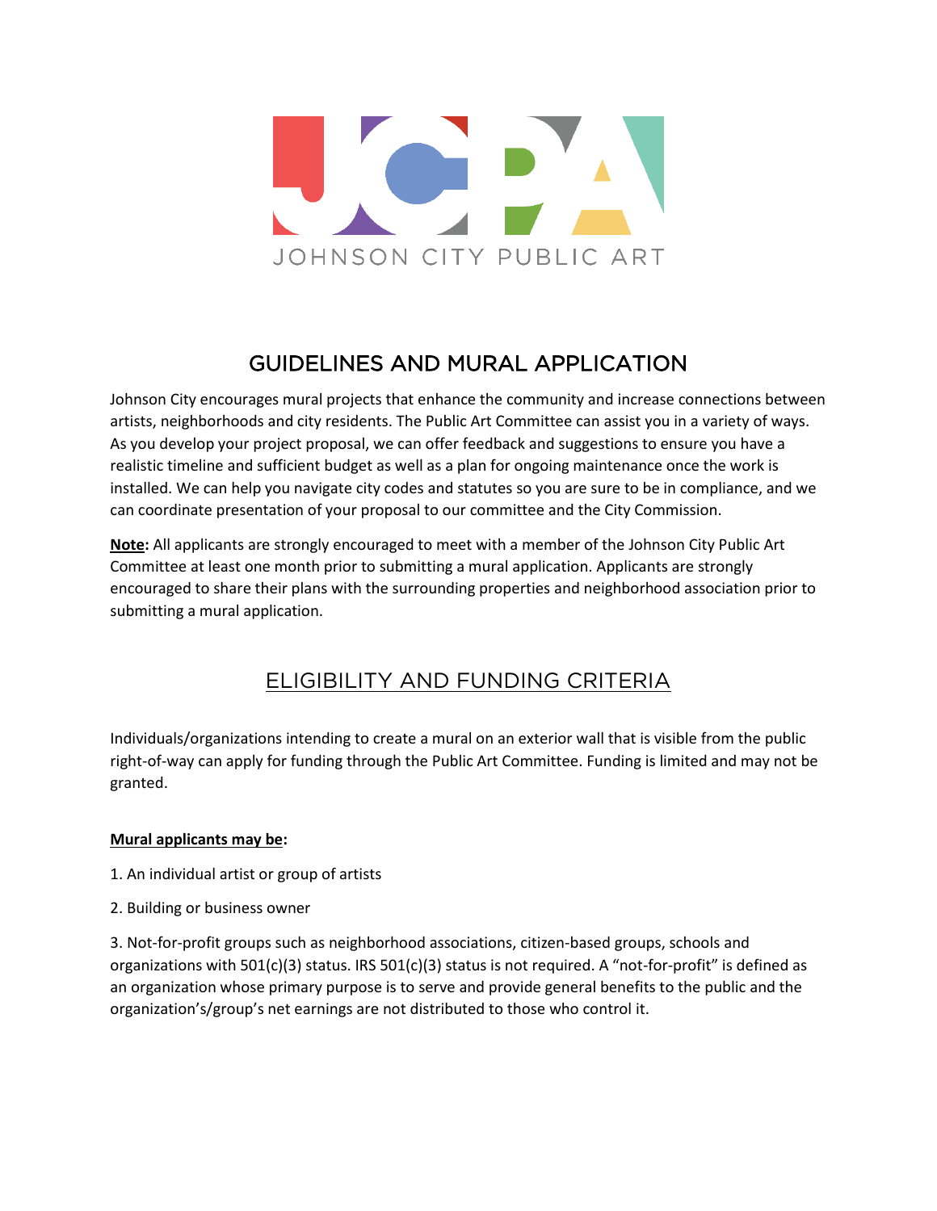JOHNSON CITY PUBLIC ART

# GUIDELINES AND MURAL APPLICATION

Johnson City encourages mural projects that enhance the community and increase connections between artists, neighborhoods and city residents. The Public Art Committee can assist you in a variety of ways. As you develop your project proposal, we can offer feedback and suggestions to ensure you have a realistic timeline and sufficient budget as well as a plan for ongoing maintenance once the work is installed. We can help you navigate city codes and statutes so you are sure to be in compliance, and we can coordinate presentation of your proposal to our committee and the City Commission.

**Note:** All applicants are strongly encouraged to meet with a member of the Johnson City Public Art Committee at least one month prior to submitting a mural application. Applicants are strongly encouraged to share their plans with the surrounding properties and neighborhood association prior to submitting a mural application.

## ELIGIBILITY AND FUNDING CRITERIA

Individuals/organizations intending to create a mural on an exterior wall that is visible from the public right-of-way can apply for funding through the Public Art Committee. Funding is limited and may not be granted.

**Mural applicants may be:**

1. An individual artist or group of artists

2. Building or business owner

3. Not-for-profit groups such as neighborhood associations, citizen-based groups, schools and organizations with 501(c)(3) status. IRS 501(c)(3) status is not required. A "not-for-profit" is defined as an organization whose primary purpose is to serve and provide general benefits to the public and the organization's/group's net earnings are not distributed to those who control it.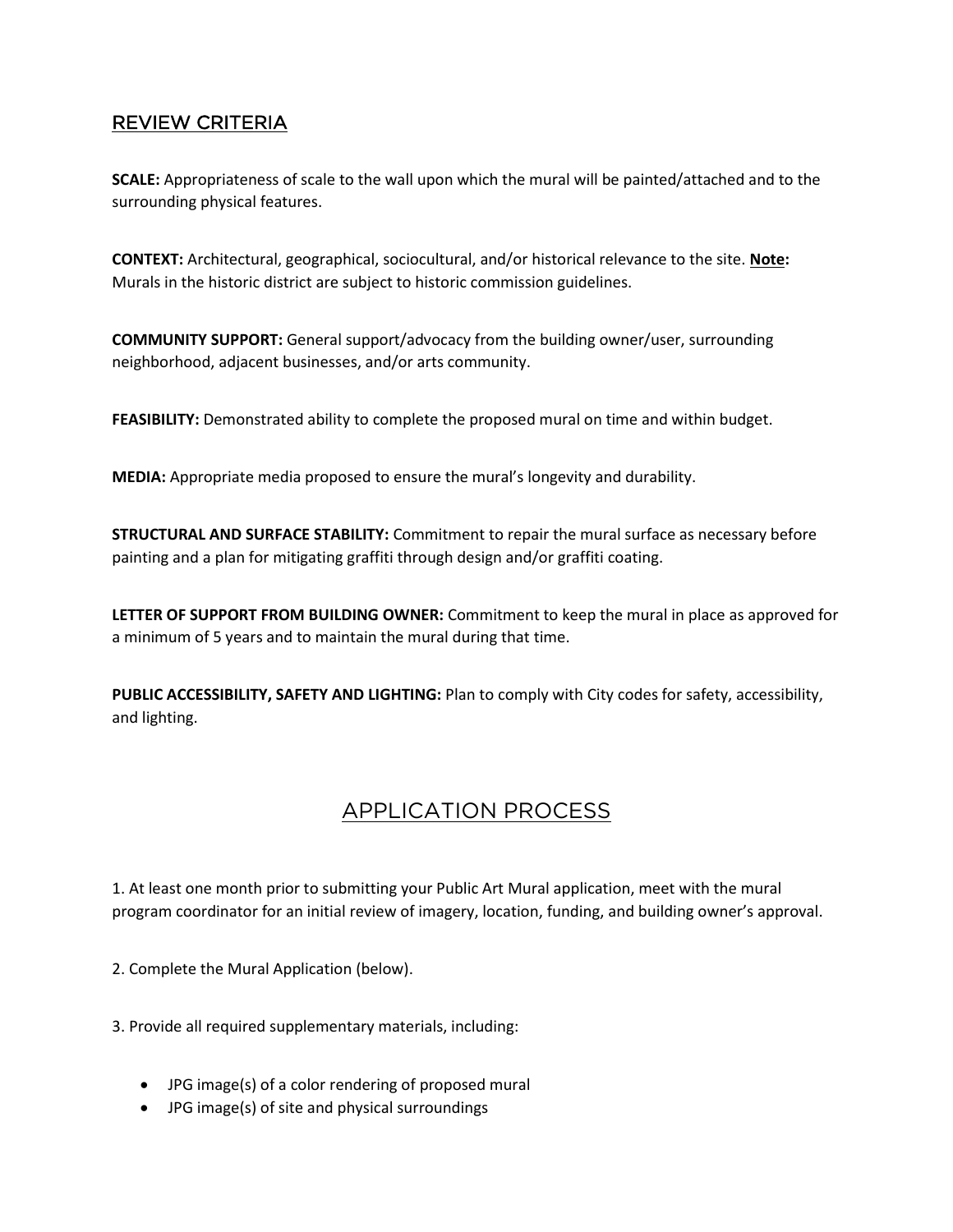## REVIEW CRITERIA

**SCALE:** Appropriateness of scale to the wall upon which the mural will be painted/attached and to the surrounding physical features.

**CONTEXT:** Architectural, geographical, sociocultural, and/or historical relevance to the site. **Note:** Murals in the historic district are subject to historic commission guidelines.

**COMMUNITY SUPPORT:** General support/advocacy from the building owner/user, surrounding neighborhood, adjacent businesses, and/or arts community.

**FEASIBILITY:** Demonstrated ability to complete the proposed mural on time and within budget.

**MEDIA:** Appropriate media proposed to ensure the mural's longevity and durability.

**STRUCTURAL AND SURFACE STABILITY:** Commitment to repair the mural surface as necessary before painting and a plan for mitigating graffiti through design and/or graffiti coating.

**LETTER OF SUPPORT FROM BUILDING OWNER:** Commitment to keep the mural in place as approved for a minimum of 5 years and to maintain the mural during that time.

**PUBLIC ACCESSIBILITY, SAFETY AND LIGHTING:** Plan to comply with City codes for safety, accessibility, and lighting.

## APPLICATION PROCESS

1. At least one month prior to submitting your Public Art Mural application, meet with the mural program coordinator for an initial review of imagery, location, funding, and building owner's approval.

2. Complete the Mural Application (below).

3. Provide all required supplementary materials, including:

- JPG image(s) of a color rendering of proposed mural
- JPG image(s) of site and physical surroundings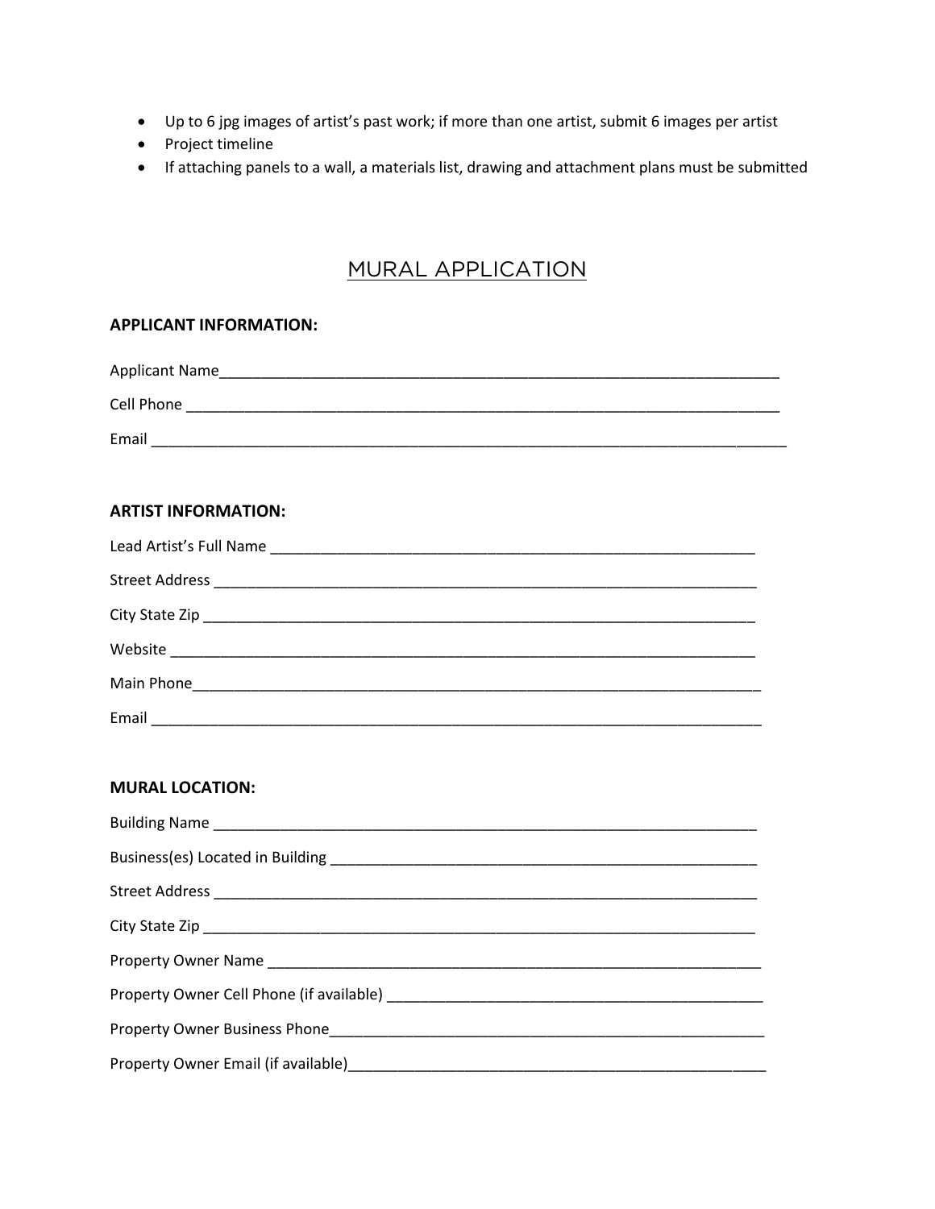- Up to 6 jpg images of artist's past work; if more than one artist, submit 6 images per artist
- Project timeline
- If attaching panels to a wall, a materials list, drawing and attachment plans must be submitted

# MURAL APPLICATION

**APPLICANT INFORMATION:**

Applicant Name_______________________________________________________________________

Cell Phone __________________________________________________________________________

Email ______________________________________________________________________________

**ARTIST INFORMATION:**

Lead Artist's Full Name _______________________________________________________________

Street Address ______________________________________________________________________

City State Zip _______________________________________________________________________

Website ____________________________________________________________________________

Main Phone__________________________________________________________________________

Email ______________________________________________________________________________

**MURAL LOCATION:**

Building Name ______________________________________________________________________

Business(es) Located in Building ________________________________________________________

Street Address ______________________________________________________________________

City State Zip _______________________________________________________________________

Property Owner Name _________________________________________________________________

Property Owner Cell Phone (if available) _________________________________________________

Property Owner Business Phone_________________________________________________________

Property Owner Email (if available)______________________________________________________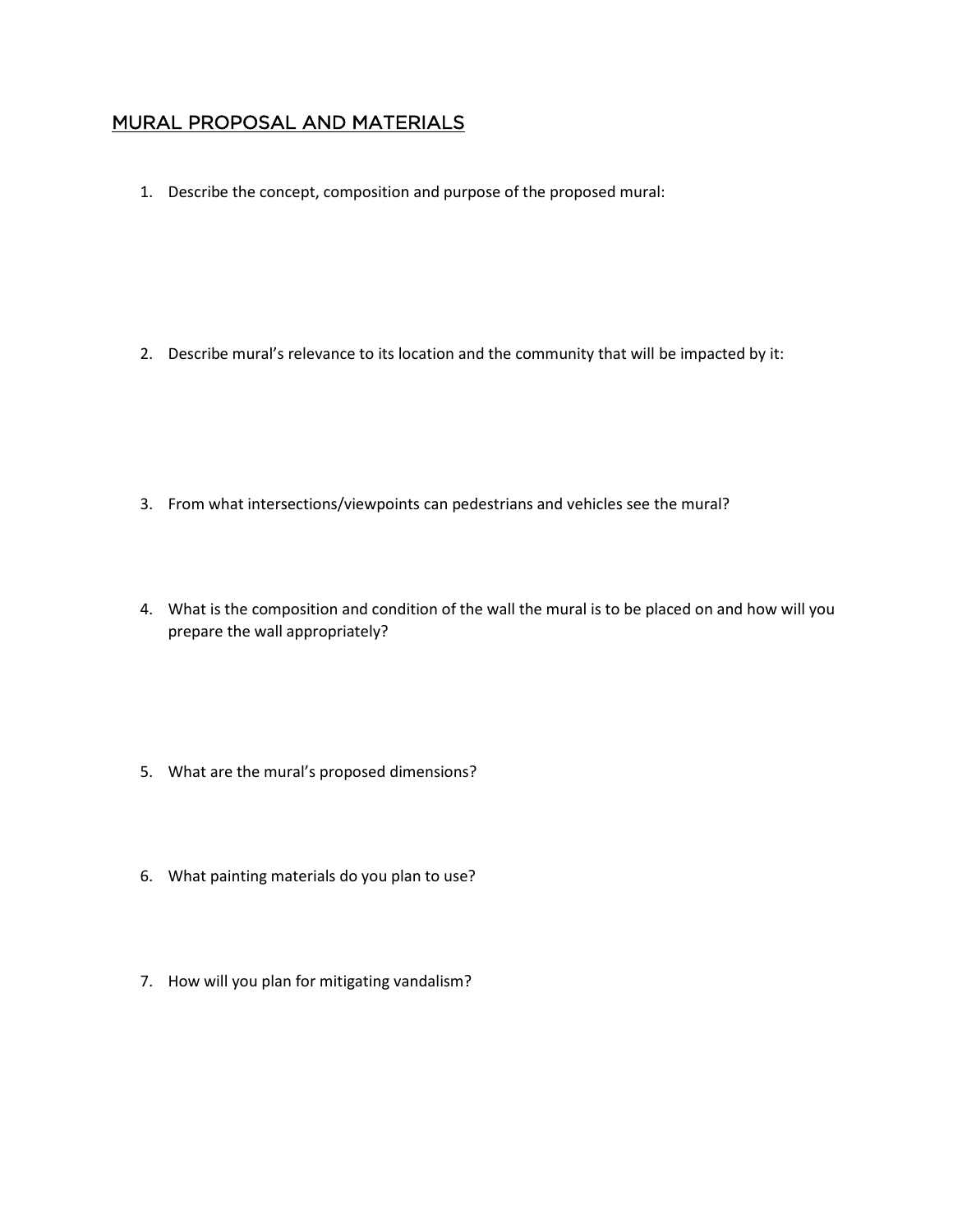## MURAL PROPOSAL AND MATERIALS

1. Describe the concept, composition and purpose of the proposed mural:

2. Describe mural's relevance to its location and the community that will be impacted by it:

3. From what intersections/viewpoints can pedestrians and vehicles see the mural?

4. What is the composition and condition of the wall the mural is to be placed on and how will you prepare the wall appropriately?

5. What are the mural's proposed dimensions?

6. What painting materials do you plan to use?

7. How will you plan for mitigating vandalism?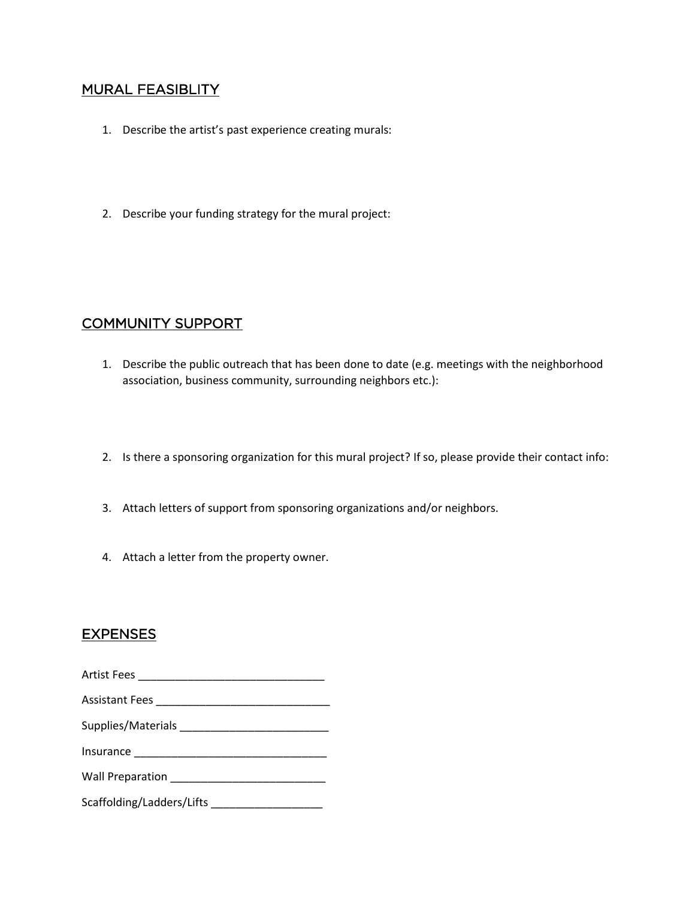## MURAL FEASIBLITY

1. Describe the artist's past experience creating murals:

2. Describe your funding strategy for the mural project:

## COMMUNITY SUPPORT

1. Describe the public outreach that has been done to date (e.g. meetings with the neighborhood association, business community, surrounding neighbors etc.):

2. Is there a sponsoring organization for this mural project? If so, please provide their contact info:

3. Attach letters of support from sponsoring organizations and/or neighbors.

4. Attach a letter from the property owner.

## EXPENSES

Artist Fees ______________________________

Assistant Fees ____________________________

Supplies/Materials ________________________

Insurance _______________________________

Wall Preparation _________________________

Scaffolding/Ladders/Lifts _________________